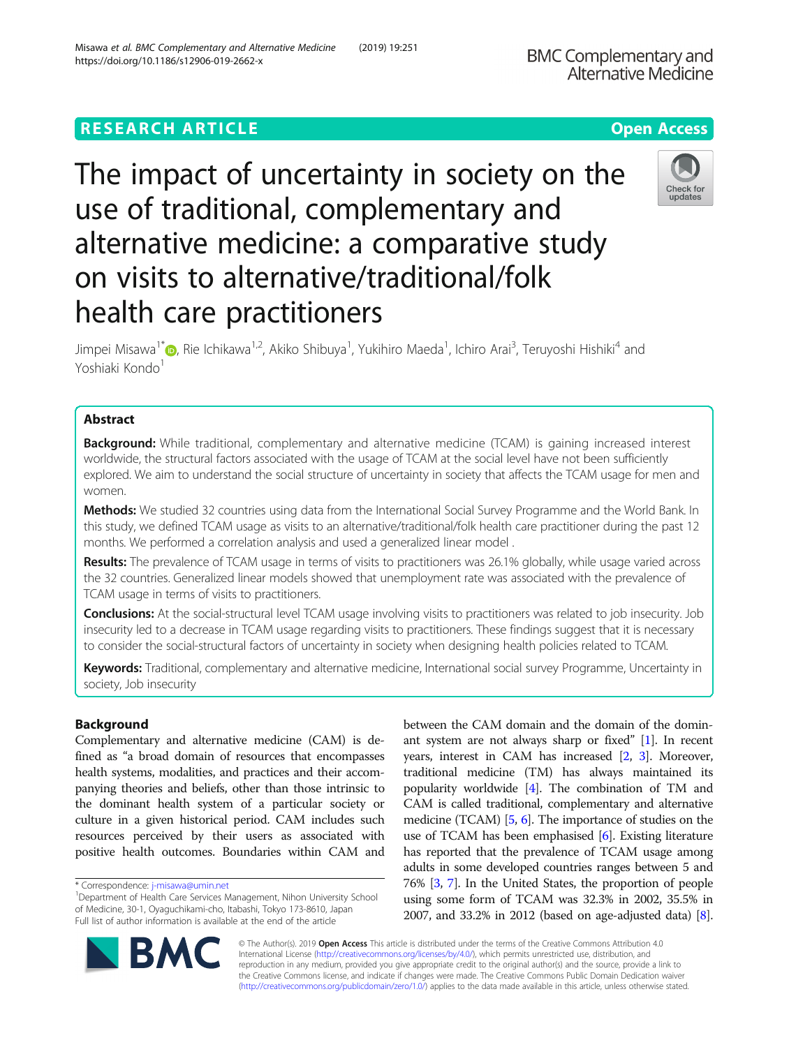RESEARCH ARTICLE

Open Access

# The impact of uncertainty in society on the use of traditional, complementary and alternative medicine: a comparative study on visits to alternative/traditional/folk health care practitioners

Jimpei Misawa[1*], Rie Ichikawa[1,2], Akiko Shibuya[1], Yukihiro Maeda[1], Ichiro Arai[3], Teruyoshi Hishiki[4] and Yoshiaki Kondo[1]

## Abstract

**Background:** While traditional, complementary and alternative medicine (TCAM) is gaining increased interest worldwide, the structural factors associated with the usage of TCAM at the social level have not been sufficiently explored. We aim to understand the social structure of uncertainty in society that affects the TCAM usage for men and women.

**Methods:** We studied 32 countries using data from the International Social Survey Programme and the World Bank. In this study, we defined TCAM usage as visits to an alternative/traditional/folk health care practitioner during the past 12 months. We performed a correlation analysis and used a generalized linear model .

**Results:** The prevalence of TCAM usage in terms of visits to practitioners was 26.1% globally, while usage varied across the 32 countries. Generalized linear models showed that unemployment rate was associated with the prevalence of TCAM usage in terms of visits to practitioners.

**Conclusions:** At the social-structural level TCAM usage involving visits to practitioners was related to job insecurity. Job insecurity led to a decrease in TCAM usage regarding visits to practitioners. These findings suggest that it is necessary to consider the social-structural factors of uncertainty in society when designing health policies related to TCAM.

**Keywords:** Traditional, complementary and alternative medicine, International social survey Programme, Uncertainty in society, Job insecurity

## Background

Complementary and alternative medicine (CAM) is defined as "a broad domain of resources that encompasses health systems, modalities, and practices and their accompanying theories and beliefs, other than those intrinsic to the dominant health system of a particular society or culture in a given historical period. CAM includes such resources perceived by their users as associated with positive health outcomes. Boundaries within CAM and between the CAM domain and the domain of the dominant system are not always sharp or fixed" [1]. In recent years, interest in CAM has increased [2, 3]. Moreover, traditional medicine (TM) has always maintained its popularity worldwide [4]. The combination of TM and CAM is called traditional, complementary and alternative medicine (TCAM) [5, 6]. The importance of studies on the use of TCAM has been emphasised [6]. Existing literature has reported that the prevalence of TCAM usage among adults in some developed countries ranges between 5 and 76% [3, 7]. In the United States, the proportion of people using some form of TCAM was 32.3% in 2002, 35.5% in 2007, and 33.2% in 2012 (based on age-adjusted data) [8].

* Correspondence: j-misawa@umin.net
[1]Department of Health Care Services Management, Nihon University School of Medicine, 30-1, Oyaguchikami-cho, Itabashi, Tokyo 173-8610, Japan
Full list of author information is available at the end of the article

© The Author(s). 2019 **Open Access** This article is distributed under the terms of the Creative Commons Attribution 4.0 International License (http://creativecommons.org/licenses/by/4.0/), which permits unrestricted use, distribution, and reproduction in any medium, provided you give appropriate credit to the original author(s) and the source, provide a link to the Creative Commons license, and indicate if changes were made. The Creative Commons Public Domain Dedication waiver (http://creativecommons.org/publicdomain/zero/1.0/) applies to the data made available in this article, unless otherwise stated.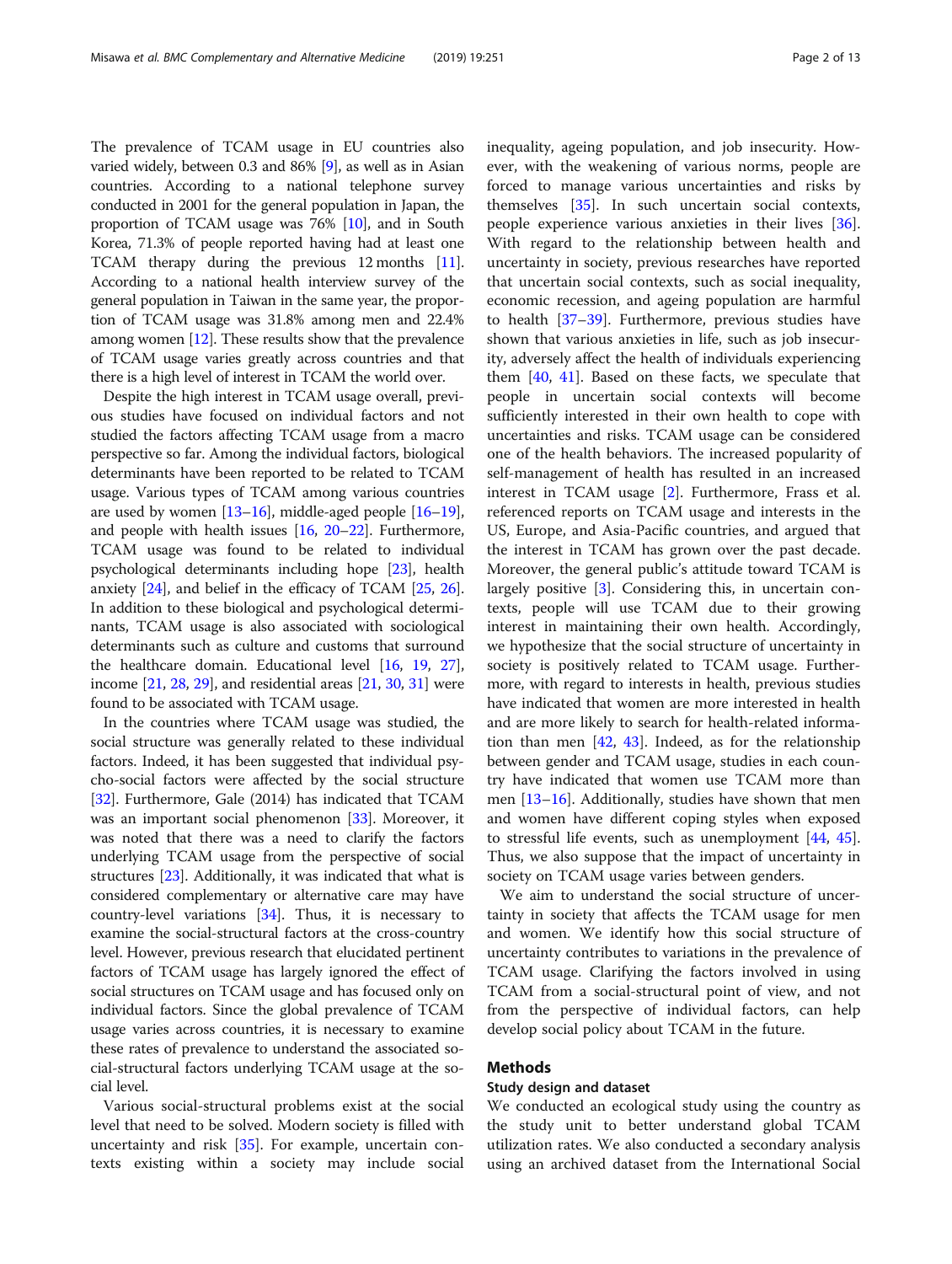The prevalence of TCAM usage in EU countries also varied widely, between 0.3 and 86% [9], as well as in Asian countries. According to a national telephone survey conducted in 2001 for the general population in Japan, the proportion of TCAM usage was 76% [10], and in South Korea, 71.3% of people reported having had at least one TCAM therapy during the previous 12 months [11]. According to a national health interview survey of the general population in Taiwan in the same year, the proportion of TCAM usage was 31.8% among men and 22.4% among women [12]. These results show that the prevalence of TCAM usage varies greatly across countries and that there is a high level of interest in TCAM the world over.

Despite the high interest in TCAM usage overall, previous studies have focused on individual factors and not studied the factors affecting TCAM usage from a macro perspective so far. Among the individual factors, biological determinants have been reported to be related to TCAM usage. Various types of TCAM among various countries are used by women [13–16], middle-aged people [16–19], and people with health issues [16, 20–22]. Furthermore, TCAM usage was found to be related to individual psychological determinants including hope [23], health anxiety [24], and belief in the efficacy of TCAM [25, 26]. In addition to these biological and psychological determinants, TCAM usage is also associated with sociological determinants such as culture and customs that surround the healthcare domain. Educational level [16, 19, 27], income [21, 28, 29], and residential areas [21, 30, 31] were found to be associated with TCAM usage.

In the countries where TCAM usage was studied, the social structure was generally related to these individual factors. Indeed, it has been suggested that individual psycho-social factors were affected by the social structure [32]. Furthermore, Gale (2014) has indicated that TCAM was an important social phenomenon [33]. Moreover, it was noted that there was a need to clarify the factors underlying TCAM usage from the perspective of social structures [23]. Additionally, it was indicated that what is considered complementary or alternative care may have country-level variations [34]. Thus, it is necessary to examine the social-structural factors at the cross-country level. However, previous research that elucidated pertinent factors of TCAM usage has largely ignored the effect of social structures on TCAM usage and has focused only on individual factors. Since the global prevalence of TCAM usage varies across countries, it is necessary to examine these rates of prevalence to understand the associated social-structural factors underlying TCAM usage at the social level.

Various social-structural problems exist at the social level that need to be solved. Modern society is filled with uncertainty and risk [35]. For example, uncertain contexts existing within a society may include social inequality, ageing population, and job insecurity. However, with the weakening of various norms, people are forced to manage various uncertainties and risks by themselves [35]. In such uncertain social contexts, people experience various anxieties in their lives [36]. With regard to the relationship between health and uncertainty in society, previous researches have reported that uncertain social contexts, such as social inequality, economic recession, and ageing population are harmful to health [37–39]. Furthermore, previous studies have shown that various anxieties in life, such as job insecurity, adversely affect the health of individuals experiencing them [40, 41]. Based on these facts, we speculate that people in uncertain social contexts will become sufficiently interested in their own health to cope with uncertainties and risks. TCAM usage can be considered one of the health behaviors. The increased popularity of self-management of health has resulted in an increased interest in TCAM usage [2]. Furthermore, Frass et al. referenced reports on TCAM usage and interests in the US, Europe, and Asia-Pacific countries, and argued that the interest in TCAM has grown over the past decade. Moreover, the general public's attitude toward TCAM is largely positive [3]. Considering this, in uncertain contexts, people will use TCAM due to their growing interest in maintaining their own health. Accordingly, we hypothesize that the social structure of uncertainty in society is positively related to TCAM usage. Furthermore, with regard to interests in health, previous studies have indicated that women are more interested in health and are more likely to search for health-related information than men [42, 43]. Indeed, as for the relationship between gender and TCAM usage, studies in each country have indicated that women use TCAM more than men [13–16]. Additionally, studies have shown that men and women have different coping styles when exposed to stressful life events, such as unemployment [44, 45]. Thus, we also suppose that the impact of uncertainty in society on TCAM usage varies between genders.

We aim to understand the social structure of uncertainty in society that affects the TCAM usage for men and women. We identify how this social structure of uncertainty contributes to variations in the prevalence of TCAM usage. Clarifying the factors involved in using TCAM from a social-structural point of view, and not from the perspective of individual factors, can help develop social policy about TCAM in the future.

## Methods

### Study design and dataset

We conducted an ecological study using the country as the study unit to better understand global TCAM utilization rates. We also conducted a secondary analysis using an archived dataset from the International Social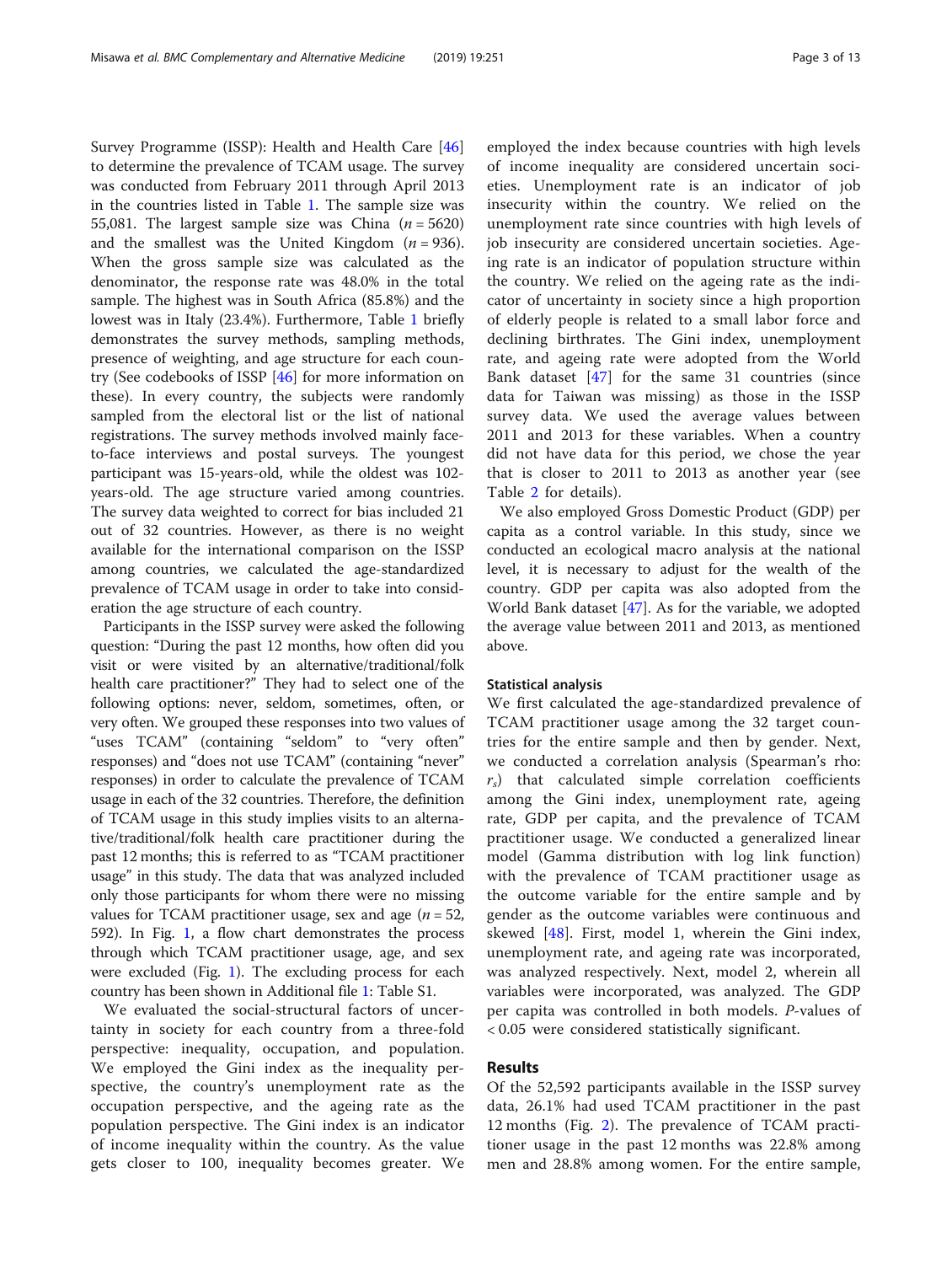Survey Programme (ISSP): Health and Health Care [46] to determine the prevalence of TCAM usage. The survey was conducted from February 2011 through April 2013 in the countries listed in Table 1. The sample size was 55,081. The largest sample size was China ($n = 5620$) and the smallest was the United Kingdom ($n = 936$). When the gross sample size was calculated as the denominator, the response rate was 48.0% in the total sample. The highest was in South Africa (85.8%) and the lowest was in Italy (23.4%). Furthermore, Table 1 briefly demonstrates the survey methods, sampling methods, presence of weighting, and age structure for each country (See codebooks of ISSP [46] for more information on these). In every country, the subjects were randomly sampled from the electoral list or the list of national registrations. The survey methods involved mainly face-to-face interviews and postal surveys. The youngest participant was 15-years-old, while the oldest was 102-years-old. The age structure varied among countries. The survey data weighted to correct for bias included 21 out of 32 countries. However, as there is no weight available for the international comparison on the ISSP among countries, we calculated the age-standardized prevalence of TCAM usage in order to take into consideration the age structure of each country.

Participants in the ISSP survey were asked the following question: "During the past 12 months, how often did you visit or were visited by an alternative/traditional/folk health care practitioner?" They had to select one of the following options: never, seldom, sometimes, often, or very often. We grouped these responses into two values of "uses TCAM" (containing "seldom" to "very often" responses) and "does not use TCAM" (containing "never" responses) in order to calculate the prevalence of TCAM usage in each of the 32 countries. Therefore, the definition of TCAM usage in this study implies visits to an alternative/traditional/folk health care practitioner during the past 12 months; this is referred to as "TCAM practitioner usage" in this study. The data that was analyzed included only those participants for whom there were no missing values for TCAM practitioner usage, sex and age ($n = 52,592$). In Fig. 1, a flow chart demonstrates the process through which TCAM practitioner usage, age, and sex were excluded (Fig. 1). The excluding process for each country has been shown in Additional file 1: Table S1.

We evaluated the social-structural factors of uncertainty in society for each country from a three-fold perspective: inequality, occupation, and population. We employed the Gini index as the inequality perspective, the country's unemployment rate as the occupation perspective, and the ageing rate as the population perspective. The Gini index is an indicator of income inequality within the country. As the value gets closer to 100, inequality becomes greater. We employed the index because countries with high levels of income inequality are considered uncertain societies. Unemployment rate is an indicator of job insecurity within the country. We relied on the unemployment rate since countries with high levels of job insecurity are considered uncertain societies. Ageing rate is an indicator of population structure within the country. We relied on the ageing rate as the indicator of uncertainty in society since a high proportion of elderly people is related to a small labor force and declining birthrates. The Gini index, unemployment rate, and ageing rate were adopted from the World Bank dataset [47] for the same 31 countries (since data for Taiwan was missing) as those in the ISSP survey data. We used the average values between 2011 and 2013 for these variables. When a country did not have data for this period, we chose the year that is closer to 2011 to 2013 as another year (see Table 2 for details).

We also employed Gross Domestic Product (GDP) per capita as a control variable. In this study, since we conducted an ecological macro analysis at the national level, it is necessary to adjust for the wealth of the country. GDP per capita was also adopted from the World Bank dataset [47]. As for the variable, we adopted the average value between 2011 and 2013, as mentioned above.

#### Statistical analysis

We first calculated the age-standardized prevalence of TCAM practitioner usage among the 32 target countries for the entire sample and then by gender. Next, we conducted a correlation analysis (Spearman's rho: $r_s$) that calculated simple correlation coefficients among the Gini index, unemployment rate, ageing rate, GDP per capita, and the prevalence of TCAM practitioner usage. We conducted a generalized linear model (Gamma distribution with log link function) with the prevalence of TCAM practitioner usage as the outcome variable for the entire sample and by gender as the outcome variables were continuous and skewed [48]. First, model 1, wherein the Gini index, unemployment rate, and ageing rate was incorporated, was analyzed respectively. Next, model 2, wherein all variables were incorporated, was analyzed. The GDP per capita was controlled in both models. *P*-values of $< 0.05$ were considered statistically significant.

## Results

Of the 52,592 participants available in the ISSP survey data, 26.1% had used TCAM practitioner in the past 12 months (Fig. 2). The prevalence of TCAM practitioner usage in the past 12 months was 22.8% among men and 28.8% among women. For the entire sample,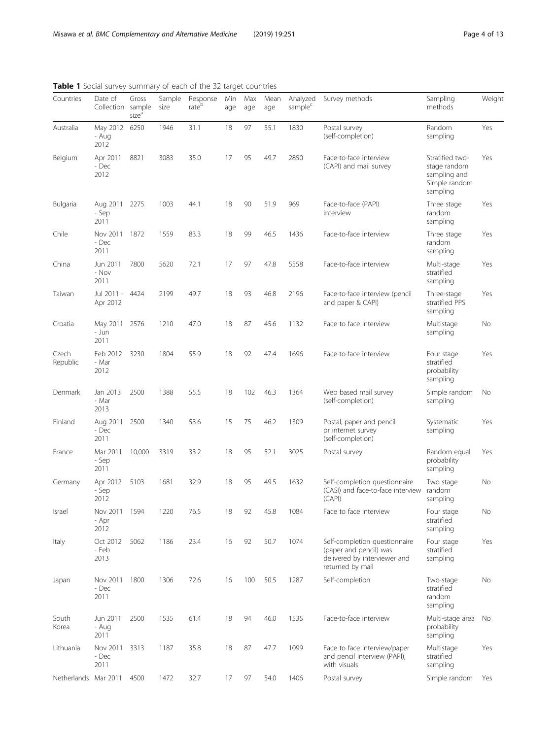**Table 1** Social survey summary of each of the 32 target countries

| Countries | Date of Collection | Gross sample size[a] | Sample size | Response rate[b] | Min age | Max age | Mean age | Analyzed sample[c] | Survey methods | Sampling methods | Weight |
|---|---|---|---|---|---|---|---|---|---|---|---|
| Australia | May 2012 - Aug 2012 | 6250 | 1946 | 31.1 | 18 | 97 | 55.1 | 1830 | Postal survey (self-completion) | Random sampling | Yes |
| Belgium | Apr 2011 - Dec 2012 | 8821 | 3083 | 35.0 | 17 | 95 | 49.7 | 2850 | Face-to-face interview (CAPI) and mail survey | Stratified two-stage random sampling and Simple random sampling | Yes |
| Bulgaria | Aug 2011 - Sep 2011 | 2275 | 1003 | 44.1 | 18 | 90 | 51.9 | 969 | Face-to-face (PAPI) interview | Three stage random sampling | Yes |
| Chile | Nov 2011 - Dec 2011 | 1872 | 1559 | 83.3 | 18 | 99 | 46.5 | 1436 | Face-to-face interview | Three stage random sampling | Yes |
| China | Jun 2011 - Nov 2011 | 7800 | 5620 | 72.1 | 17 | 97 | 47.8 | 5558 | Face-to-face interview | Multi-stage stratified sampling | Yes |
| Taiwan | Jul 2011 - Apr 2012 | 4424 | 2199 | 49.7 | 18 | 93 | 46.8 | 2196 | Face-to-face interview (pencil and paper & CAPI) | Three-stage stratified PPS sampling | Yes |
| Croatia | May 2011 - Jun 2011 | 2576 | 1210 | 47.0 | 18 | 87 | 45.6 | 1132 | Face to face interview | Multistage sampling | No |
| Czech Republic | Feb 2012 - Mar 2012 | 3230 | 1804 | 55.9 | 18 | 92 | 47.4 | 1696 | Face-to-face interview | Four stage stratified probability sampling | Yes |
| Denmark | Jan 2013 - Mar 2013 | 2500 | 1388 | 55.5 | 18 | 102 | 46.3 | 1364 | Web based mail survey (self-completion) | Simple random sampling | No |
| Finland | Aug 2011 - Dec 2011 | 2500 | 1340 | 53.6 | 15 | 75 | 46.2 | 1309 | Postal, paper and pencil or internet survey (self-completion) | Systematic sampling | Yes |
| France | Mar 2011 - Sep 2011 | 10,000 | 3319 | 33.2 | 18 | 95 | 52.1 | 3025 | Postal survey | Random equal probability sampling | Yes |
| Germany | Apr 2012 - Sep 2012 | 5103 | 1681 | 32.9 | 18 | 95 | 49.5 | 1632 | Self-completion questionnaire (CASI) and face-to-face interview (CAPI) | Two stage random sampling | No |
| Israel | Nov 2011 - Apr 2012 | 1594 | 1220 | 76.5 | 18 | 92 | 45.8 | 1084 | Face to face interview | Four stage stratified sampling | No |
| Italy | Oct 2012 - Feb 2013 | 5062 | 1186 | 23.4 | 16 | 92 | 50.7 | 1074 | Self-completion questionnaire (paper and pencil) was delivered by interviewer and returned by mail | Four stage stratified sampling | Yes |
| Japan | Nov 2011 - Dec 2011 | 1800 | 1306 | 72.6 | 16 | 100 | 50.5 | 1287 | Self-completion | Two-stage stratified random sampling | No |
| South Korea | Jun 2011 - Aug 2011 | 2500 | 1535 | 61.4 | 18 | 94 | 46.0 | 1535 | Face-to-face interview | Multi-stage area probability sampling | No |
| Lithuania | Nov 2011 - Dec 2011 | 3313 | 1187 | 35.8 | 18 | 87 | 47.7 | 1099 | Face to face interview/paper and pencil interview (PAPI), with visuals | Multistage stratified sampling | Yes |
| Netherlands | Mar 2011 | 4500 | 1472 | 32.7 | 17 | 97 | 54.0 | 1406 | Postal survey | Simple random | Yes |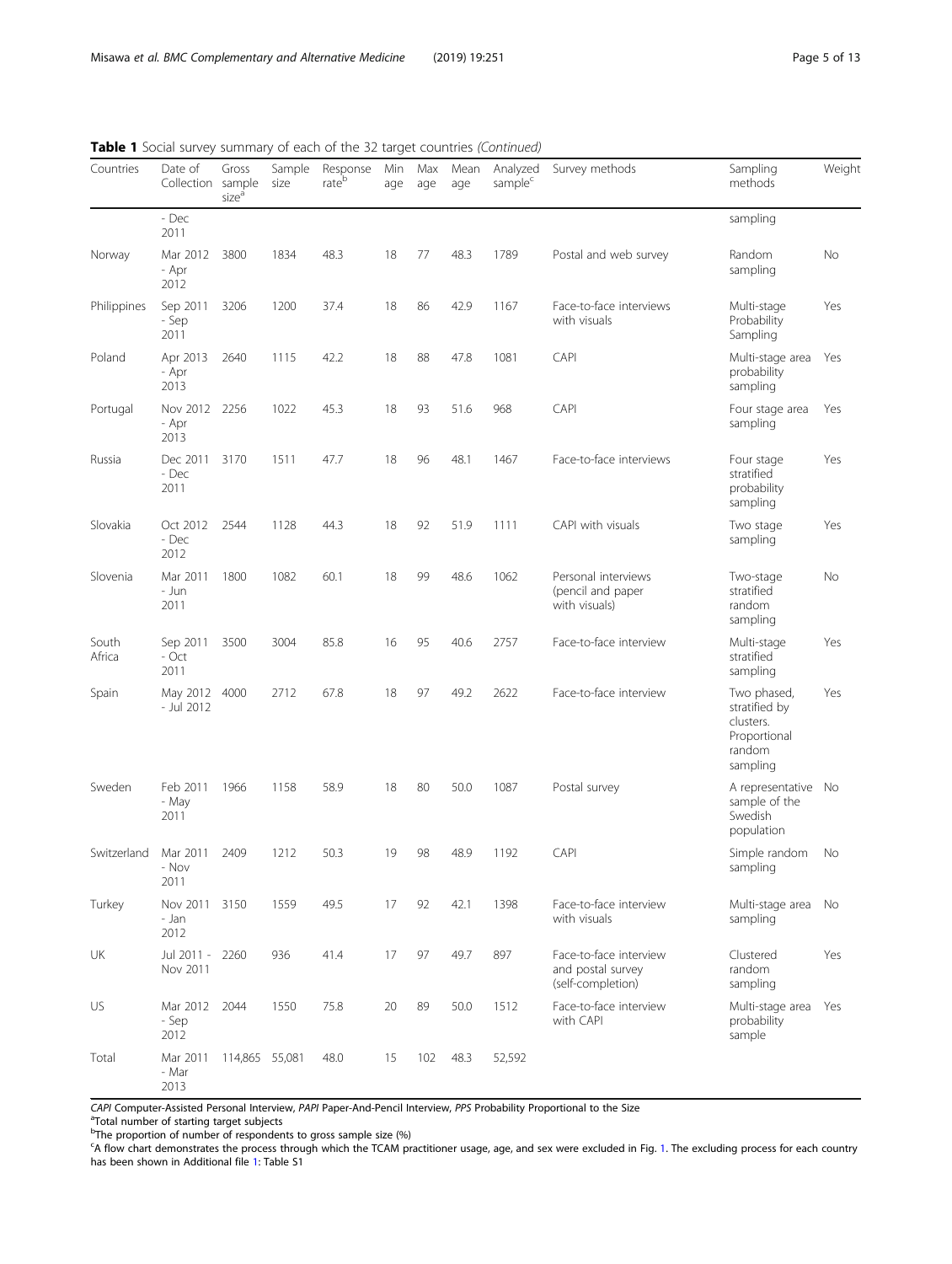**Table 1** Social survey summary of each of the 32 target countries *(Continued)*

| Countries | Date of Collection | Gross sample size[a] | Sample size | Response rate[b] | Min age | Max age | Mean age | Analyzed sample[c] | Survey methods | Sampling methods | Weight |
|---|---|---|---|---|---|---|---|---|---|---|---|
| | - Dec 2011 | | | | | | | | | sampling | |
| Norway | Mar 2012 - Apr 2012 | 3800 | 1834 | 48.3 | 18 | 77 | 48.3 | 1789 | Postal and web survey | Random sampling | No |
| Philippines | Sep 2011 - Sep 2011 | 3206 | 1200 | 37.4 | 18 | 86 | 42.9 | 1167 | Face-to-face interviews with visuals | Multi-stage Probability Sampling | Yes |
| Poland | Apr 2013 - Apr 2013 | 2640 | 1115 | 42.2 | 18 | 88 | 47.8 | 1081 | CAPI | Multi-stage area probability sampling | Yes |
| Portugal | Nov 2012 - Apr 2013 | 2256 | 1022 | 45.3 | 18 | 93 | 51.6 | 968 | CAPI | Four stage area sampling | Yes |
| Russia | Dec 2011 - Dec 2011 | 3170 | 1511 | 47.7 | 18 | 96 | 48.1 | 1467 | Face-to-face interviews | Four stage stratified probability sampling | Yes |
| Slovakia | Oct 2012 - Dec 2012 | 2544 | 1128 | 44.3 | 18 | 92 | 51.9 | 1111 | CAPI with visuals | Two stage sampling | Yes |
| Slovenia | Mar 2011 - Jun 2011 | 1800 | 1082 | 60.1 | 18 | 99 | 48.6 | 1062 | Personal interviews (pencil and paper with visuals) | Two-stage stratified random sampling | No |
| South Africa | Sep 2011 - Oct 2011 | 3500 | 3004 | 85.8 | 16 | 95 | 40.6 | 2757 | Face-to-face interview | Multi-stage stratified sampling | Yes |
| Spain | May 2012 - Jul 2012 | 4000 | 2712 | 67.8 | 18 | 97 | 49.2 | 2622 | Face-to-face interview | Two phased, stratified by clusters. Proportional random sampling | Yes |
| Sweden | Feb 2011 - May 2011 | 1966 | 1158 | 58.9 | 18 | 80 | 50.0 | 1087 | Postal survey | A representative sample of the Swedish population | No |
| Switzerland | Mar 2011 - Nov 2011 | 2409 | 1212 | 50.3 | 19 | 98 | 48.9 | 1192 | CAPI | Simple random sampling | No |
| Turkey | Nov 2011 - Jan 2012 | 3150 | 1559 | 49.5 | 17 | 92 | 42.1 | 1398 | Face-to-face interview with visuals | Multi-stage area sampling | No |
| UK | Jul 2011 - Nov 2011 | 2260 | 936 | 41.4 | 17 | 97 | 49.7 | 897 | Face-to-face interview and postal survey (self-completion) | Clustered random sampling | Yes |
| US | Mar 2012 - Sep 2012 | 2044 | 1550 | 75.8 | 20 | 89 | 50.0 | 1512 | Face-to-face interview with CAPI | Multi-stage area probability sample | Yes |
| Total | Mar 2011 - Mar 2013 | 114,865 | 55,081 | 48.0 | 15 | 102 | 48.3 | 52,592 | | | |

*CAPI* Computer-Assisted Personal Interview, *PAPI* Paper-And-Pencil Interview, *PPS* Probability Proportional to the Size
[a]Total number of starting target subjects
[b]The proportion of number of respondents to gross sample size (%)
[c]A flow chart demonstrates the process through which the TCAM practitioner usage, age, and sex were excluded in Fig. 1. The excluding process for each country has been shown in Additional file 1: Table S1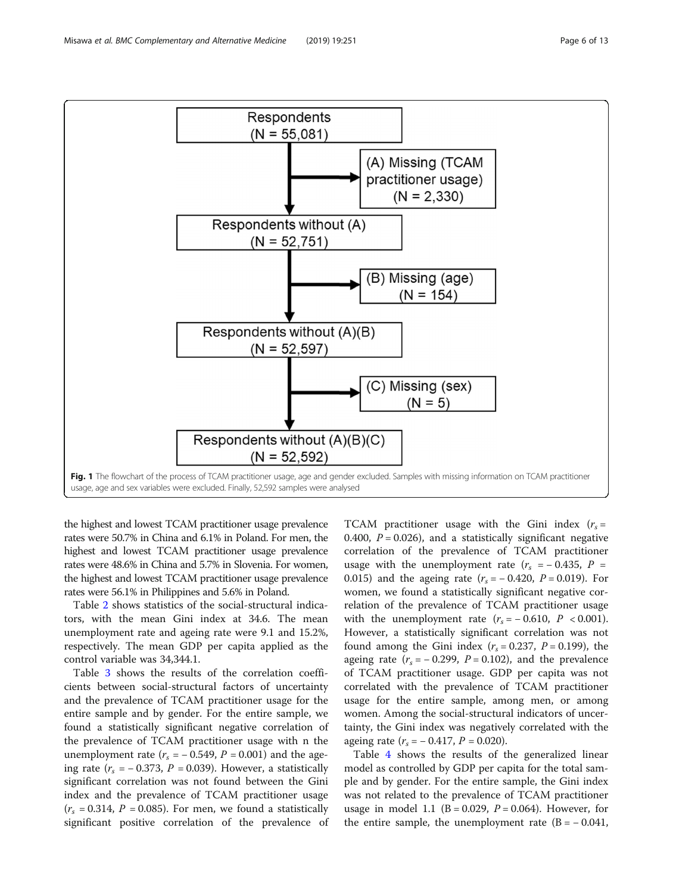Respondents
(N = 55,081)

(A) Missing (TCAM practitioner usage)
(N = 2,330)

Respondents without (A)
(N = 52,751)

(B) Missing (age)
(N = 154)

Respondents without (A)(B)
(N = 52,597)

(C) Missing (sex)
(N = 5)

Respondents without (A)(B)(C)
(N = 52,592)

**Fig. 1** The flowchart of the process of TCAM practitioner usage, age and gender excluded. Samples with missing information on TCAM practitioner usage, age and sex variables were excluded. Finally, 52,592 samples were analysed

the highest and lowest TCAM practitioner usage prevalence rates were 50.7% in China and 6.1% in Poland. For men, the highest and lowest TCAM practitioner usage prevalence rates were 48.6% in China and 5.7% in Slovenia. For women, the highest and lowest TCAM practitioner usage prevalence rates were 56.1% in Philippines and 5.6% in Poland.

Table 2 shows statistics of the social-structural indicators, with the mean Gini index at 34.6. The mean unemployment rate and ageing rate were 9.1 and 15.2%, respectively. The mean GDP per capita applied as the control variable was 34,344.1.

Table 3 shows the results of the correlation coefficients between social-structural factors of uncertainty and the prevalence of TCAM practitioner usage for the entire sample and by gender. For the entire sample, we found a statistically significant negative correlation of the prevalence of TCAM practitioner usage with n the unemployment rate ($r_s$ = − 0.549, $P$ = 0.001) and the ageing rate ($r_s$ = − 0.373, $P$ = 0.039). However, a statistically significant correlation was not found between the Gini index and the prevalence of TCAM practitioner usage ($r_s$ = 0.314, $P$ = 0.085). For men, we found a statistically significant positive correlation of the prevalence of TCAM practitioner usage with the Gini index ($r_s$ = 0.400, $P$ = 0.026), and a statistically significant negative correlation of the prevalence of TCAM practitioner usage with the unemployment rate ($r_s$ = − 0.435, $P$ = 0.015) and the ageing rate ($r_s$ = − 0.420, $P$ = 0.019). For women, we found a statistically significant negative correlation of the prevalence of TCAM practitioner usage with the unemployment rate ($r_s$ = − 0.610, $P$ < 0.001). However, a statistically significant correlation was not found among the Gini index ($r_s$ = 0.237, $P$ = 0.199), the ageing rate ($r_s$ = − 0.299, $P$ = 0.102), and the prevalence of TCAM practitioner usage. GDP per capita was not correlated with the prevalence of TCAM practitioner usage for the entire sample, among men, or among women. Among the social-structural indicators of uncertainty, the Gini index was negatively correlated with the ageing rate ($r_s$ = − 0.417, $P$ = 0.020).

Table 4 shows the results of the generalized linear model as controlled by GDP per capita for the total sample and by gender. For the entire sample, the Gini index was not related to the prevalence of TCAM practitioner usage in model 1.1 (B = 0.029, $P$ = 0.064). However, for the entire sample, the unemployment rate (B = − 0.041,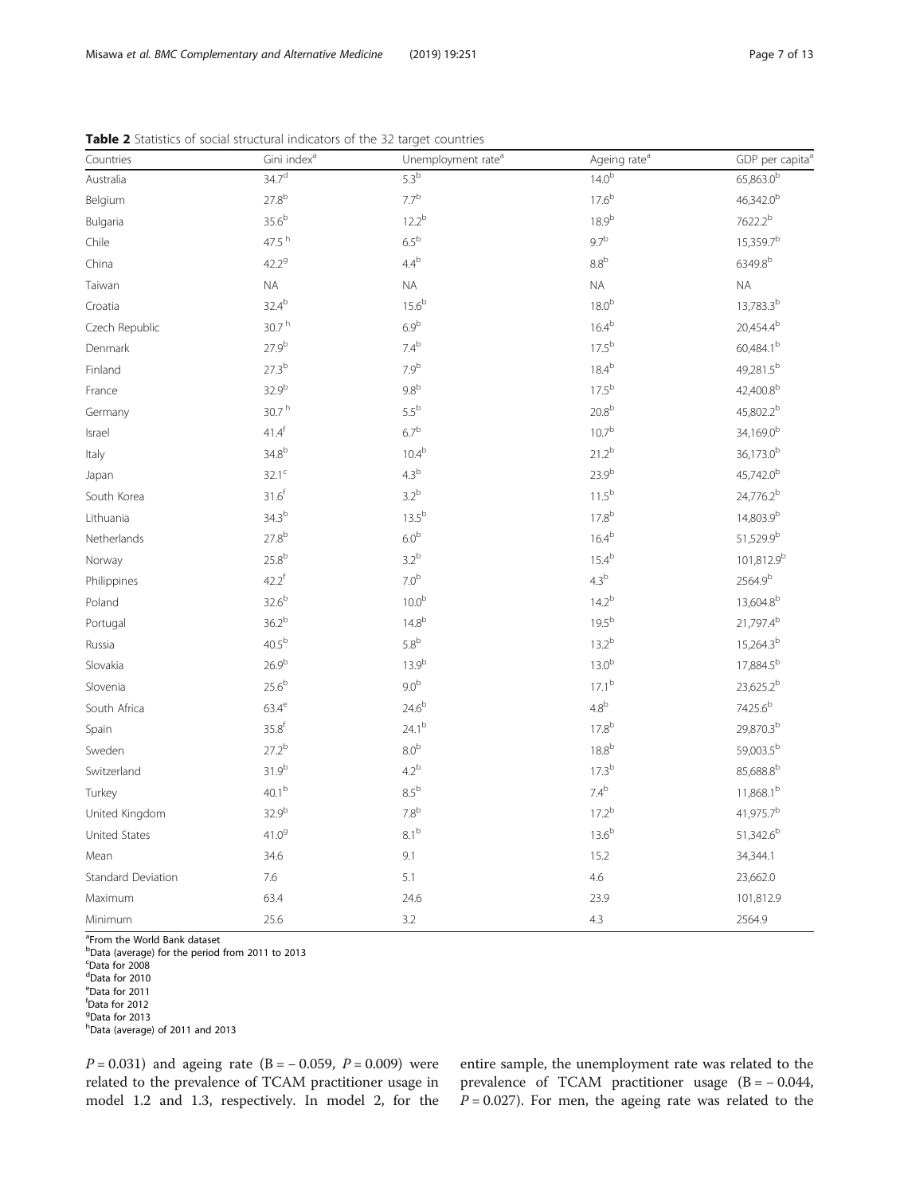**Table 2** Statistics of social structural indicators of the 32 target countries

| Countries | Gini index[a] | Unemployment rate[a] | Ageing rate[a] | GDP per capita[a] |
|---|---|---|---|---|
| Australia | 34.7[d] | 5.3[b] | 14.0[b] | 65,863.0[b] |
| Belgium | 27.8[b] | 7.7[b] | 17.6[b] | 46,342.0[b] |
| Bulgaria | 35.6[b] | 12.2[b] | 18.9[b] | 7622.2[b] |
| Chile | 47.5[h] | 6.5[b] | 9.7[b] | 15,359.7[b] |
| China | 42.2[g] | 4.4[b] | 8.8[b] | 6349.8[b] |
| Taiwan | NA | NA | NA | NA |
| Croatia | 32.4[b] | 15.6[b] | 18.0[b] | 13,783.3[b] |
| Czech Republic | 30.7[h] | 6.9[b] | 16.4[b] | 20,454.4[b] |
| Denmark | 27.9[b] | 7.4[b] | 17.5[b] | 60,484.1[b] |
| Finland | 27.3[b] | 7.9[b] | 18.4[b] | 49,281.5[b] |
| France | 32.9[b] | 9.8[b] | 17.5[b] | 42,400.8[b] |
| Germany | 30.7[h] | 5.5[b] | 20.8[b] | 45,802.2[b] |
| Israel | 41.4[f] | 6.7[b] | 10.7[b] | 34,169.0[b] |
| Italy | 34.8[b] | 10.4[b] | 21.2[b] | 36,173.0[b] |
| Japan | 32.1[c] | 4.3[b] | 23.9[b] | 45,742.0[b] |
| South Korea | 31.6[f] | 3.2[b] | 11.5[b] | 24,776.2[b] |
| Lithuania | 34.3[b] | 13.5[b] | 17.8[b] | 14,803.9[b] |
| Netherlands | 27.8[b] | 6.0[b] | 16.4[b] | 51,529.9[b] |
| Norway | 25.8[b] | 3.2[b] | 15.4[b] | 101,812.9[b] |
| Philippines | 42.2[f] | 7.0[b] | 4.3[b] | 2564.9[b] |
| Poland | 32.6[b] | 10.0[b] | 14.2[b] | 13,604.8[b] |
| Portugal | 36.2[b] | 14.8[b] | 19.5[b] | 21,797.4[b] |
| Russia | 40.5[b] | 5.8[b] | 13.2[b] | 15,264.3[b] |
| Slovakia | 26.9[b] | 13.9[b] | 13.0[b] | 17,884.5[b] |
| Slovenia | 25.6[b] | 9.0[b] | 17.1[b] | 23,625.2[b] |
| South Africa | 63.4[e] | 24.6[b] | 4.8[b] | 7425.6[b] |
| Spain | 35.8[f] | 24.1[b] | 17.8[b] | 29,870.3[b] |
| Sweden | 27.2[b] | 8.0[b] | 18.8[b] | 59,003.5[b] |
| Switzerland | 31.9[b] | 4.2[b] | 17.3[b] | 85,688.8[b] |
| Turkey | 40.1[b] | 8.5[b] | 7.4[b] | 11,868.1[b] |
| United Kingdom | 32.9[b] | 7.8[b] | 17.2[b] | 41,975.7[b] |
| United States | 41.0[g] | 8.1[b] | 13.6[b] | 51,342.6[b] |
| Mean | 34.6 | 9.1 | 15.2 | 34,344.1 |
| Standard Deviation | 7.6 | 5.1 | 4.6 | 23,662.0 |
| Maximum | 63.4 | 24.6 | 23.9 | 101,812.9 |
| Minimum | 25.6 | 3.2 | 4.3 | 2564.9 |

[a]From the World Bank dataset
[b]Data (average) for the period from 2011 to 2013
[c]Data for 2008
[d]Data for 2010
[e]Data for 2011
[f]Data for 2012
[g]Data for 2013
[h]Data (average) of 2011 and 2013

$P = 0.031$) and ageing rate ($B = -0.059$, $P = 0.009$) were related to the prevalence of TCAM practitioner usage in model 1.2 and 1.3, respectively. In model 2, for the entire sample, the unemployment rate was related to the prevalence of TCAM practitioner usage ($B = -0.044$, $P = 0.027$). For men, the ageing rate was related to the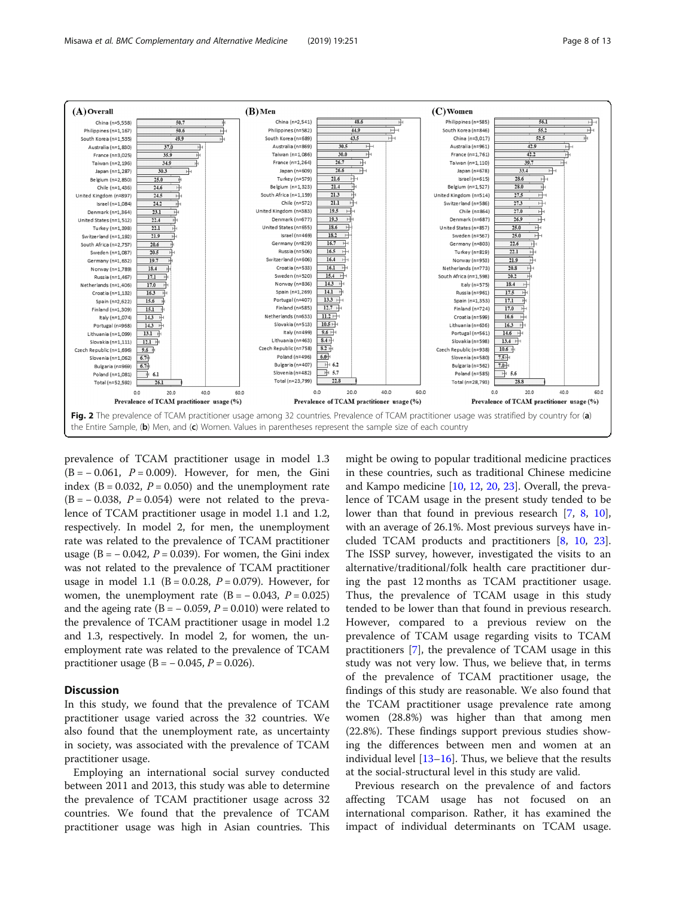| (A) Overall | % | (B) Men | % | (C) Women | % |
|---|---|---|---|---|---|
| China (n=5,558) | 50.7 | China (n=2,541) | 48.6 | Philippines (n=585) | 56.1 |
| Philippines (n=1,167) | 50.6 | Philippines (n=582) | 44.9 | South Korea (n=846) | 55.2 |
| South Korea (n=1,535) | 49.9 | South Korea (n=689) | 43.5 | China (n=3,017) | 52.5 |
| Australia (n=1,830) | 37.0 | Australia (n=869) | 30.5 | Australia (n=961) | 42.9 |
| France (n=3,025) | 35.9 | Taiwan (n=1,086) | 30.0 | France (n=1,761) | 42.2 |
| Taiwan (n=2,196) | 34.9 | France (n=1,264) | 26.7 | Taiwan (n=1,110) | 39.7 |
| Japan (n=1,287) | 30.3 | Japan (n=609) | 26.6 | Japan (n=678) | 33.4 |
| Belgium (n=2,850) | 25.0 | Turkey (n=579) | 21.6 | Israel (n=615) | 28.6 |
| Chile (n=1,436) | 24.6 | Belgium (n=1,323) | 21.4 | Belgium (n=1,527) | 28.0 |
| United Kingdom (n=897) | 24.5 | South Africa (n=1,159) | 21.3 | United Kingdom (n=514) | 27.5 |
| Israel (n=1,084) | 24.2 | Chile (n=572) | 21.1 | Switzerland (n=586) | 27.3 |
| Denmark (n=1,364) | 23.1 | United Kingdom (n=383) | 19.5 | Chile (n=864) | 27.0 |
| United States (n=1,512) | 22.4 | Denmark (n=677) | 19.3 | Denmark (n=687) | 26.9 |
| Turkey (n=1,398) | 22.1 | United States (n=655) | 18.6 | United States (n=857) | 25.0 |
| Switzerland (n=1,192) | 21.9 | Israel (n=469) | 18.2 | Sweden (n=567) | 25.0 |
| South Africa (n=2,757) | 20.6 | Germany (n=829) | 16.7 | Germany (n=803) | 22.6 |
| Sweden (n=1,087) | 20.5 | Russia (n=506) | 16.5 | Turkey (n=819) | 22.1 |
| Germany (n=1,632) | 19.7 | Switzerland (n=606) | 16.4 | Norway (n=953) | 21.9 |
| Norway (n=1,789) | 18.4 | Croatia (n=533) | 16.1 | Netherlands (n=773) | 20.8 |
| Russia (n=1,467) | 17.1 | Sweden (n=520) | 15.4 | South Africa (n=1,598) | 20.2 |
| Netherlands (n=1,406) | 17.0 | Norway (n=836) | 14.3 | Italy (n=575) | 18.4 |
| Croatia (n=1,132) | 16.3 | Spain (n=1,269) | 14.1 | Russia (n=961) | 17.5 |
| Spain (n=2,622) | 15.6 | Portugal (n=407) | 13.3 | Spain (n=1,353) | 17.1 |
| Finland (n=1,309) | 15.1 | Finland (n=585) | 12.7 | Finland (n=724) | 17.0 |
| Italy (n=1,074) | 14.3 | Netherlands (n=633) | 11.2 | Croatia (n=599) | 16.6 |
| Portugal (n=968) | 14.3 | Slovakia (n=513) | 10.5 | Lithuania (n=636) | 16.3 |
| Lithuania (n=1,099) | 13.1 | Italy (n=499) | 9.6 | Portugal (n=561) | 14.6 |
| Slovakia (n=1,111) | 12.1 | Lithuania (n=463) | 8.4 | Slovakia (n=598) | 13.4 |
| Czech Republic (n=1,696) | 9.6 | Czech Republic (n=758) | 8.2 | Czech Republic (n=938) | 10.6 |
| Slovenia (n=1,062) | 6.7 | Poland (n=496) | 6.0 | Slovenia (n=580) | 7.5 |
| Bulgaria (n=969) | 6.7 | Bulgaria (n=407) | 6.2 | Bulgaria (n=562) | 7.0 |
| Poland (n=1,081) | 6.1 | Slovenia (n=482) | 5.7 | Poland (n=585) | 5.6 |
| Total (n=52,592) | 26.1 | Total (n=23,799) | 22.8 | Total (n=28,793) | 28.8 |

Prevalence of TCAM practitioner usage (%)

**Fig. 2** The prevalence of TCAM practitioner usage among 32 countries. Prevalence of TCAM practitioner usage was stratified by country for (**a**) the Entire Sample, (**b**) Men, and (**c**) Women. Values in parentheses represent the sample size of each country

prevalence of TCAM practitioner usage in model 1.3 (B = − 0.061, $P = 0.009$). However, for men, the Gini index (B = 0.032, $P = 0.050$) and the unemployment rate (B = − 0.038, $P = 0.054$) were not related to the prevalence of TCAM practitioner usage in model 1.1 and 1.2, respectively. In model 2, for men, the unemployment rate was related to the prevalence of TCAM practitioner usage (B = − 0.042, $P = 0.039$). For women, the Gini index was not related to the prevalence of TCAM practitioner usage in model 1.1 (B = 0.28, $P = 0.079$). However, for women, the unemployment rate (B = − 0.043, $P = 0.025$) and the ageing rate (B = − 0.059, $P = 0.010$) were related to the prevalence of TCAM practitioner usage in model 1.2 and 1.3, respectively. In model 2, for women, the unemployment rate was related to the prevalence of TCAM practitioner usage (B = − 0.045, $P = 0.026$).

## Discussion

In this study, we found that the prevalence of TCAM practitioner usage varied across the 32 countries. We also found that the unemployment rate, as uncertainty in society, was associated with the prevalence of TCAM practitioner usage.

Employing an international social survey conducted between 2011 and 2013, this study was able to determine the prevalence of TCAM practitioner usage across 32 countries. We found that the prevalence of TCAM practitioner usage was high in Asian countries. This might be owing to popular traditional medicine practices in these countries, such as traditional Chinese medicine and Kampo medicine [10, 12, 20, 23]. Overall, the prevalence of TCAM usage in the present study tended to be lower than that found in previous research [7, 8, 10], with an average of 26.1%. Most previous surveys have included TCAM products and practitioners [8, 10, 23]. The ISSP survey, however, investigated the visits to an alternative/traditional/folk health care practitioner during the past 12 months as TCAM practitioner usage. Thus, the prevalence of TCAM usage in this study tended to be lower than that found in previous research. However, compared to a previous review on the prevalence of TCAM usage regarding visits to TCAM practitioners [7], the prevalence of TCAM usage in this study was not very low. Thus, we believe that, in terms of the prevalence of TCAM practitioner usage, the findings of this study are reasonable. We also found that the TCAM practitioner usage prevalence rate among women (28.8%) was higher than that among men (22.8%). These findings support previous studies showing the differences between men and women at an individual level [13–16]. Thus, we believe that the results at the social-structural level in this study are valid.

Previous research on the prevalence of and factors affecting TCAM usage has not focused on an international comparison. Rather, it has examined the impact of individual determinants on TCAM usage.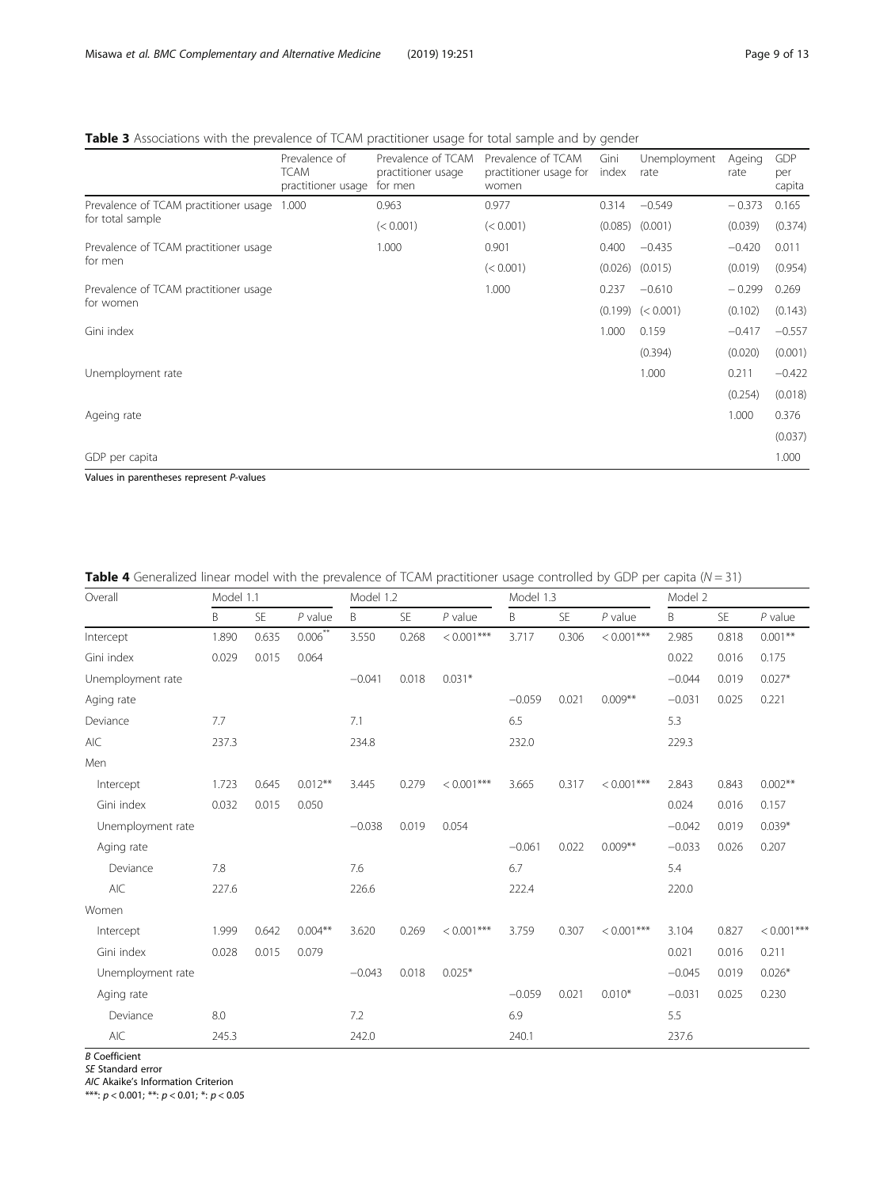**Table 3** Associations with the prevalence of TCAM practitioner usage for total sample and by gender

| | Prevalence of TCAM practitioner usage | Prevalence of TCAM practitioner usage for men | Prevalence of TCAM practitioner usage for women | Gini index | Unemployment rate | Ageing rate | GDP per capita |
|---|---|---|---|---|---|---|---|
| Prevalence of TCAM practitioner usage for total sample | 1.000 | 0.963 | 0.977 | 0.314 | −0.549 | − 0.373 | 0.165 |
| | | (< 0.001) | (< 0.001) | (0.085) | (0.001) | (0.039) | (0.374) |
| Prevalence of TCAM practitioner usage for men | | 1.000 | 0.901 | 0.400 | −0.435 | −0.420 | 0.011 |
| | | | (< 0.001) | (0.026) | (0.015) | (0.019) | (0.954) |
| Prevalence of TCAM practitioner usage for women | | | 1.000 | 0.237 | −0.610 | − 0.299 | 0.269 |
| | | | | (0.199) | (< 0.001) | (0.102) | (0.143) |
| Gini index | | | | 1.000 | 0.159 | −0.417 | −0.557 |
| | | | | | (0.394) | (0.020) | (0.001) |
| Unemployment rate | | | | | 1.000 | 0.211 | −0.422 |
| | | | | | | (0.254) | (0.018) |
| Ageing rate | | | | | | 1.000 | 0.376 |
| | | | | | | | (0.037) |
| GDP per capita | | | | | | | 1.000 |

Values in parentheses represent *P*-values

**Table 4** Generalized linear model with the prevalence of TCAM practitioner usage controlled by GDP per capita ($N = 31$)

| Overall | Model 1.1 | | | Model 1.2 | | | Model 1.3 | | | Model 2 | | |
|---|---|---|---|---|---|---|---|---|---|---|---|---|
| | B | SE | *P* value | B | SE | *P* value | B | SE | *P* value | B | SE | *P* value |
| Intercept | 1.890 | 0.635 | 0.006** | 3.550 | 0.268 | < 0.001*** | 3.717 | 0.306 | < 0.001*** | 2.985 | 0.818 | 0.001** |
| Gini index | 0.029 | 0.015 | 0.064 | | | | | | | 0.022 | 0.016 | 0.175 |
| Unemployment rate | | | | −0.041 | 0.018 | 0.031* | | | | −0.044 | 0.019 | 0.027* |
| Aging rate | | | | | | | −0.059 | 0.021 | 0.009** | −0.031 | 0.025 | 0.221 |
| Deviance | 7.7 | | | 7.1 | | | 6.5 | | | 5.3 | | |
| AIC | 237.3 | | | 234.8 | | | 232.0 | | | 229.3 | | |
| Men | | | | | | | | | | | | |
| Intercept | 1.723 | 0.645 | 0.012** | 3.445 | 0.279 | < 0.001*** | 3.665 | 0.317 | < 0.001*** | 2.843 | 0.843 | 0.002** |
| Gini index | 0.032 | 0.015 | 0.050 | | | | | | | 0.024 | 0.016 | 0.157 |
| Unemployment rate | | | | −0.038 | 0.019 | 0.054 | | | | −0.042 | 0.019 | 0.039* |
| Aging rate | | | | | | | −0.061 | 0.022 | 0.009** | −0.033 | 0.026 | 0.207 |
| Deviance | 7.8 | | | 7.6 | | | 6.7 | | | 5.4 | | |
| AIC | 227.6 | | | 226.6 | | | 222.4 | | | 220.0 | | |
| Women | | | | | | | | | | | | |
| Intercept | 1.999 | 0.642 | 0.004** | 3.620 | 0.269 | < 0.001*** | 3.759 | 0.307 | < 0.001*** | 3.104 | 0.827 | < 0.001*** |
| Gini index | 0.028 | 0.015 | 0.079 | | | | | | | 0.021 | 0.016 | 0.211 |
| Unemployment rate | | | | −0.043 | 0.018 | 0.025* | | | | −0.045 | 0.019 | 0.026* |
| Aging rate | | | | | | | −0.059 | 0.021 | 0.010* | −0.031 | 0.025 | 0.230 |
| Deviance | 8.0 | | | 7.2 | | | 6.9 | | | 5.5 | | |
| AIC | 245.3 | | | 242.0 | | | 240.1 | | | 237.6 | | |

*B* Coefficient
*SE* Standard error
*AIC* Akaike's Information Criterion
***: $p < 0.001$; **: $p < 0.01$; *: $p < 0.05$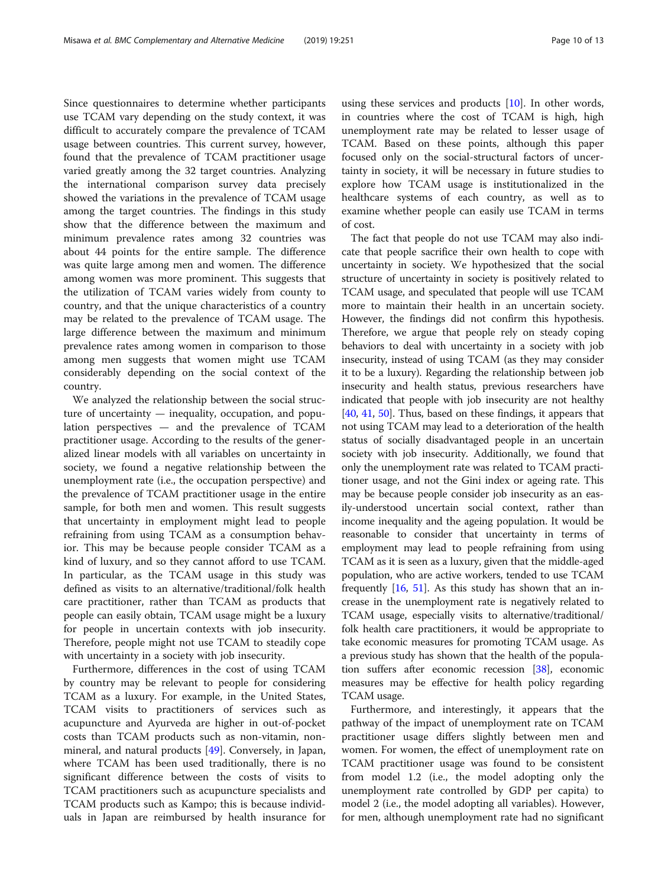Since questionnaires to determine whether participants use TCAM vary depending on the study context, it was difficult to accurately compare the prevalence of TCAM usage between countries. This current survey, however, found that the prevalence of TCAM practitioner usage varied greatly among the 32 target countries. Analyzing the international comparison survey data precisely showed the variations in the prevalence of TCAM usage among the target countries. The findings in this study show that the difference between the maximum and minimum prevalence rates among 32 countries was about 44 points for the entire sample. The difference was quite large among men and women. The difference among women was more prominent. This suggests that the utilization of TCAM varies widely from county to country, and that the unique characteristics of a country may be related to the prevalence of TCAM usage. The large difference between the maximum and minimum prevalence rates among women in comparison to those among men suggests that women might use TCAM considerably depending on the social context of the country.

We analyzed the relationship between the social structure of uncertainty — inequality, occupation, and population perspectives — and the prevalence of TCAM practitioner usage. According to the results of the generalized linear models with all variables on uncertainty in society, we found a negative relationship between the unemployment rate (i.e., the occupation perspective) and the prevalence of TCAM practitioner usage in the entire sample, for both men and women. This result suggests that uncertainty in employment might lead to people refraining from using TCAM as a consumption behavior. This may be because people consider TCAM as a kind of luxury, and so they cannot afford to use TCAM. In particular, as the TCAM usage in this study was defined as visits to an alternative/traditional/folk health care practitioner, rather than TCAM as products that people can easily obtain, TCAM usage might be a luxury for people in uncertain contexts with job insecurity. Therefore, people might not use TCAM to steadily cope with uncertainty in a society with job insecurity.

Furthermore, differences in the cost of using TCAM by country may be relevant to people for considering TCAM as a luxury. For example, in the United States, TCAM visits to practitioners of services such as acupuncture and Ayurveda are higher in out-of-pocket costs than TCAM products such as non-vitamin, non-mineral, and natural products [49]. Conversely, in Japan, where TCAM has been used traditionally, there is no significant difference between the costs of visits to TCAM practitioners such as acupuncture specialists and TCAM products such as Kampo; this is because individuals in Japan are reimbursed by health insurance for using these services and products [10]. In other words, in countries where the cost of TCAM is high, high unemployment rate may be related to lesser usage of TCAM. Based on these points, although this paper focused only on the social-structural factors of uncertainty in society, it will be necessary in future studies to explore how TCAM usage is institutionalized in the healthcare systems of each country, as well as to examine whether people can easily use TCAM in terms of cost.

The fact that people do not use TCAM may also indicate that people sacrifice their own health to cope with uncertainty in society. We hypothesized that the social structure of uncertainty in society is positively related to TCAM usage, and speculated that people will use TCAM more to maintain their health in an uncertain society. However, the findings did not confirm this hypothesis. Therefore, we argue that people rely on steady coping behaviors to deal with uncertainty in a society with job insecurity, instead of using TCAM (as they may consider it to be a luxury). Regarding the relationship between job insecurity and health status, previous researchers have indicated that people with job insecurity are not healthy [40, 41, 50]. Thus, based on these findings, it appears that not using TCAM may lead to a deterioration of the health status of socially disadvantaged people in an uncertain society with job insecurity. Additionally, we found that only the unemployment rate was related to TCAM practitioner usage, and not the Gini index or ageing rate. This may be because people consider job insecurity as an easily-understood uncertain social context, rather than income inequality and the ageing population. It would be reasonable to consider that uncertainty in terms of employment may lead to people refraining from using TCAM as it is seen as a luxury, given that the middle-aged population, who are active workers, tended to use TCAM frequently [16, 51]. As this study has shown that an increase in the unemployment rate is negatively related to TCAM usage, especially visits to alternative/traditional/folk health care practitioners, it would be appropriate to take economic measures for promoting TCAM usage. As a previous study has shown that the health of the population suffers after economic recession [38], economic measures may be effective for health policy regarding TCAM usage.

Furthermore, and interestingly, it appears that the pathway of the impact of unemployment rate on TCAM practitioner usage differs slightly between men and women. For women, the effect of unemployment rate on TCAM practitioner usage was found to be consistent from model 1.2 (i.e., the model adopting only the unemployment rate controlled by GDP per capita) to model 2 (i.e., the model adopting all variables). However, for men, although unemployment rate had no significant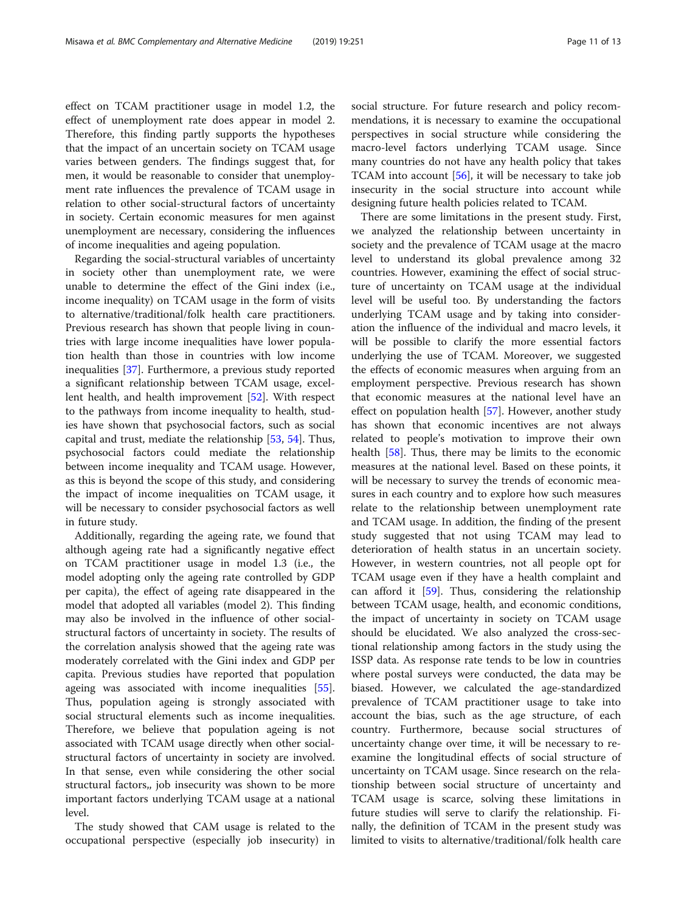effect on TCAM practitioner usage in model 1.2, the effect of unemployment rate does appear in model 2. Therefore, this finding partly supports the hypotheses that the impact of an uncertain society on TCAM usage varies between genders. The findings suggest that, for men, it would be reasonable to consider that unemployment rate influences the prevalence of TCAM usage in relation to other social-structural factors of uncertainty in society. Certain economic measures for men against unemployment are necessary, considering the influences of income inequalities and ageing population.

Regarding the social-structural variables of uncertainty in society other than unemployment rate, we were unable to determine the effect of the Gini index (i.e., income inequality) on TCAM usage in the form of visits to alternative/traditional/folk health care practitioners. Previous research has shown that people living in countries with large income inequalities have lower population health than those in countries with low income inequalities [37]. Furthermore, a previous study reported a significant relationship between TCAM usage, excellent health, and health improvement [52]. With respect to the pathways from income inequality to health, studies have shown that psychosocial factors, such as social capital and trust, mediate the relationship [53, 54]. Thus, psychosocial factors could mediate the relationship between income inequality and TCAM usage. However, as this is beyond the scope of this study, and considering the impact of income inequalities on TCAM usage, it will be necessary to consider psychosocial factors as well in future study.

Additionally, regarding the ageing rate, we found that although ageing rate had a significantly negative effect on TCAM practitioner usage in model 1.3 (i.e., the model adopting only the ageing rate controlled by GDP per capita), the effect of ageing rate disappeared in the model that adopted all variables (model 2). This finding may also be involved in the influence of other social-structural factors of uncertainty in society. The results of the correlation analysis showed that the ageing rate was moderately correlated with the Gini index and GDP per capita. Previous studies have reported that population ageing was associated with income inequalities [55]. Thus, population ageing is strongly associated with social structural elements such as income inequalities. Therefore, we believe that population ageing is not associated with TCAM usage directly when other social-structural factors of uncertainty in society are involved. In that sense, even while considering the other social structural factors,, job insecurity was shown to be more important factors underlying TCAM usage at a national level.

The study showed that CAM usage is related to the occupational perspective (especially job insecurity) in social structure. For future research and policy recommendations, it is necessary to examine the occupational perspectives in social structure while considering the macro-level factors underlying TCAM usage. Since many countries do not have any health policy that takes TCAM into account [56], it will be necessary to take job insecurity in the social structure into account while designing future health policies related to TCAM.

There are some limitations in the present study. First, we analyzed the relationship between uncertainty in society and the prevalence of TCAM usage at the macro level to understand its global prevalence among 32 countries. However, examining the effect of social structure of uncertainty on TCAM usage at the individual level will be useful too. By understanding the factors underlying TCAM usage and by taking into consideration the influence of the individual and macro levels, it will be possible to clarify the more essential factors underlying the use of TCAM. Moreover, we suggested the effects of economic measures when arguing from an employment perspective. Previous research has shown that economic measures at the national level have an effect on population health [57]. However, another study has shown that economic incentives are not always related to people's motivation to improve their own health [58]. Thus, there may be limits to the economic measures at the national level. Based on these points, it will be necessary to survey the trends of economic measures in each country and to explore how such measures relate to the relationship between unemployment rate and TCAM usage. In addition, the finding of the present study suggested that not using TCAM may lead to deterioration of health status in an uncertain society. However, in western countries, not all people opt for TCAM usage even if they have a health complaint and can afford it [59]. Thus, considering the relationship between TCAM usage, health, and economic conditions, the impact of uncertainty in society on TCAM usage should be elucidated. We also analyzed the cross-sectional relationship among factors in the study using the ISSP data. As response rate tends to be low in countries where postal surveys were conducted, the data may be biased. However, we calculated the age-standardized prevalence of TCAM practitioner usage to take into account the bias, such as the age structure, of each country. Furthermore, because social structures of uncertainty change over time, it will be necessary to re-examine the longitudinal effects of social structure of uncertainty on TCAM usage. Since research on the relationship between social structure of uncertainty and TCAM usage is scarce, solving these limitations in future studies will serve to clarify the relationship. Finally, the definition of TCAM in the present study was limited to visits to alternative/traditional/folk health care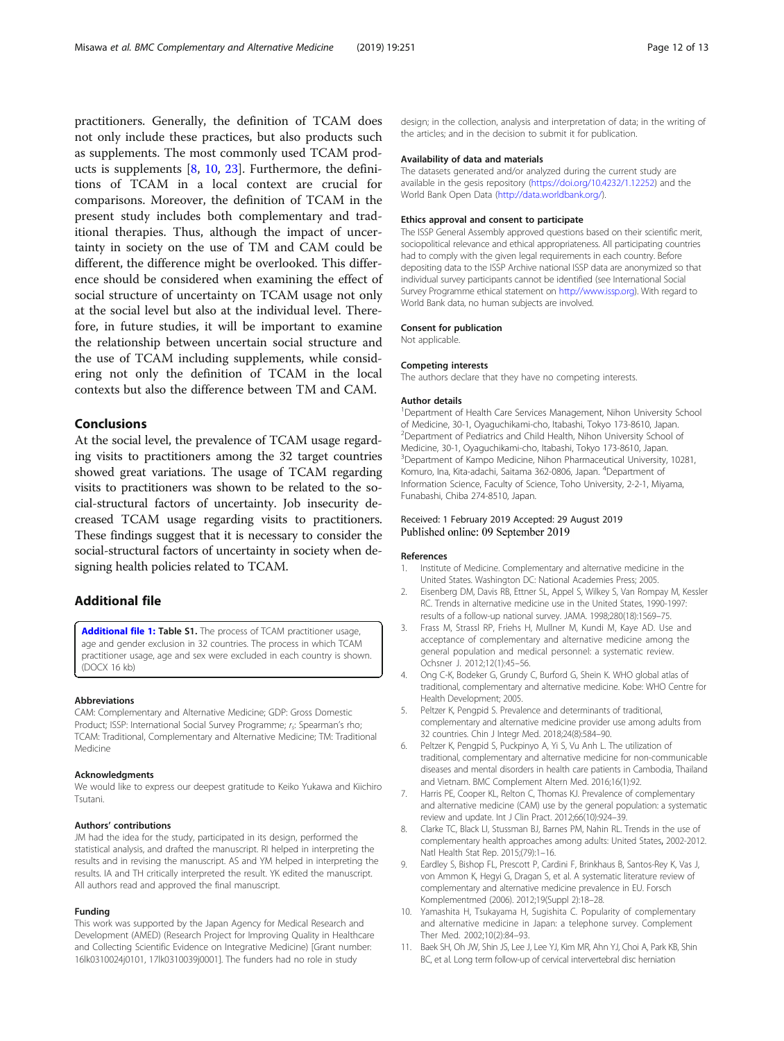practitioners. Generally, the definition of TCAM does not only include these practices, but also products such as supplements. The most commonly used TCAM products is supplements [8, 10, 23]. Furthermore, the definitions of TCAM in a local context are crucial for comparisons. Moreover, the definition of TCAM in the present study includes both complementary and traditional therapies. Thus, although the impact of uncertainty in society on the use of TM and CAM could be different, the difference might be overlooked. This difference should be considered when examining the effect of social structure of uncertainty on TCAM usage not only at the social level but also at the individual level. Therefore, in future studies, it will be important to examine the relationship between uncertain social structure and the use of TCAM including supplements, while considering not only the definition of TCAM in the local contexts but also the difference between TM and CAM.

## Conclusions

At the social level, the prevalence of TCAM usage regarding visits to practitioners among the 32 target countries showed great variations. The usage of TCAM regarding visits to practitioners was shown to be related to the social-structural factors of uncertainty. Job insecurity decreased TCAM usage regarding visits to practitioners. These findings suggest that it is necessary to consider the social-structural factors of uncertainty in society when designing health policies related to TCAM.

## Additional file

**Additional file 1: Table S1.** The process of TCAM practitioner usage, age and gender exclusion in 32 countries. The process in which TCAM practitioner usage, age and sex were excluded in each country is shown. (DOCX 16 kb)

#### Abbreviations

CAM: Complementary and Alternative Medicine; GDP: Gross Domestic Product; ISSP: International Social Survey Programme; $r_s$: Spearman's rho; TCAM: Traditional, Complementary and Alternative Medicine; TM: Traditional Medicine

#### Acknowledgments

We would like to express our deepest gratitude to Keiko Yukawa and Kiichiro Tsutani.

#### Authors' contributions

JM had the idea for the study, participated in its design, performed the statistical analysis, and drafted the manuscript. RI helped in interpreting the results and in revising the manuscript. AS and YM helped in interpreting the results. IA and TH critically interpreted the result. YK edited the manuscript. All authors read and approved the final manuscript.

#### Funding

This work was supported by the Japan Agency for Medical Research and Development (AMED) (Research Project for Improving Quality in Healthcare and Collecting Scientific Evidence on Integrative Medicine) [Grant number: 16lk0310024j0101, 17lk0310039j0001]. The funders had no role in study design; in the collection, analysis and interpretation of data; in the writing of the articles; and in the decision to submit it for publication.

#### Availability of data and materials

The datasets generated and/or analyzed during the current study are available in the gesis repository (https://doi.org/10.4232/1.12252) and the World Bank Open Data (http://data.worldbank.org/).

#### Ethics approval and consent to participate

The ISSP General Assembly approved questions based on their scientific merit, sociopolitical relevance and ethical appropriateness. All participating countries had to comply with the given legal requirements in each country. Before depositing data to the ISSP Archive national ISSP data are anonymized so that individual survey participants cannot be identified (see International Social Survey Programme ethical statement on http://www.issp.org). With regard to World Bank data, no human subjects are involved.

#### Consent for publication

Not applicable.

#### Competing interests

The authors declare that they have no competing interests.

#### Author details

[1]Department of Health Care Services Management, Nihon University School of Medicine, 30-1, Oyaguchikami-cho, Itabashi, Tokyo 173-8610, Japan. [2]Department of Pediatrics and Child Health, Nihon University School of Medicine, 30-1, Oyaguchikami-cho, Itabashi, Tokyo 173-8610, Japan. [3]Department of Kampo Medicine, Nihon Pharmaceutical University, 10281, Komuro, Ina, Kita-adachi, Saitama 362-0806, Japan. [4]Department of Information Science, Faculty of Science, Toho University, 2-2-1, Miyama, Funabashi, Chiba 274-8510, Japan.

Received: 1 February 2019 Accepted: 29 August 2019
Published online: 09 September 2019

#### References

1. Institute of Medicine. Complementary and alternative medicine in the United States. Washington DC: National Academies Press; 2005.
2. Eisenberg DM, Davis RB, Ettner SL, Appel S, Wilkey S, Van Rompay M, Kessler RC. Trends in alternative medicine use in the United States, 1990-1997: results of a follow-up national survey. JAMA. 1998;280(18):1569–75.
3. Frass M, Strassl RP, Friehs H, Mullner M, Kundi M, Kaye AD. Use and acceptance of complementary and alternative medicine among the general population and medical personnel: a systematic review. Ochsner J. 2012;12(1):45–56.
4. Ong C-K, Bodeker G, Grundy C, Burford G, Shein K. WHO global atlas of traditional, complementary and alternative medicine. Kobe: WHO Centre for Health Development; 2005.
5. Peltzer K, Pengpid S. Prevalence and determinants of traditional, complementary and alternative medicine provider use among adults from 32 countries. Chin J Integr Med. 2018;24(8):584–90.
6. Peltzer K, Pengpid S, Puckpinyo A, Yi S, Vu Anh L. The utilization of traditional, complementary and alternative medicine for non-communicable diseases and mental disorders in health care patients in Cambodia, Thailand and Vietnam. BMC Complement Altern Med. 2016;16(1):92.
7. Harris PE, Cooper KL, Relton C, Thomas KJ. Prevalence of complementary and alternative medicine (CAM) use by the general population: a systematic review and update. Int J Clin Pract. 2012;66(10):924–39.
8. Clarke TC, Black LI, Stussman BJ, Barnes PM, Nahin RL. Trends in the use of complementary health approaches among adults: United States, 2002-2012. Natl Health Stat Rep. 2015;(79):1–16.
9. Eardley S, Bishop FL, Prescott P, Cardini F, Brinkhaus B, Santos-Rey K, Vas J, von Ammon K, Hegyi G, Dragan S, et al. A systematic literature review of complementary and alternative medicine prevalence in EU. Forsch Komplementmed (2006). 2012;19(Suppl 2):18–28.
10. Yamashita H, Tsukayama H, Sugishita C. Popularity of complementary and alternative medicine in Japan: a telephone survey. Complement Ther Med. 2002;10(2):84–93.
11. Baek SH, Oh JW, Shin JS, Lee J, Lee YJ, Kim MR, Ahn YJ, Choi A, Park KB, Shin BC, et al. Long term follow-up of cervical intervertebral disc herniation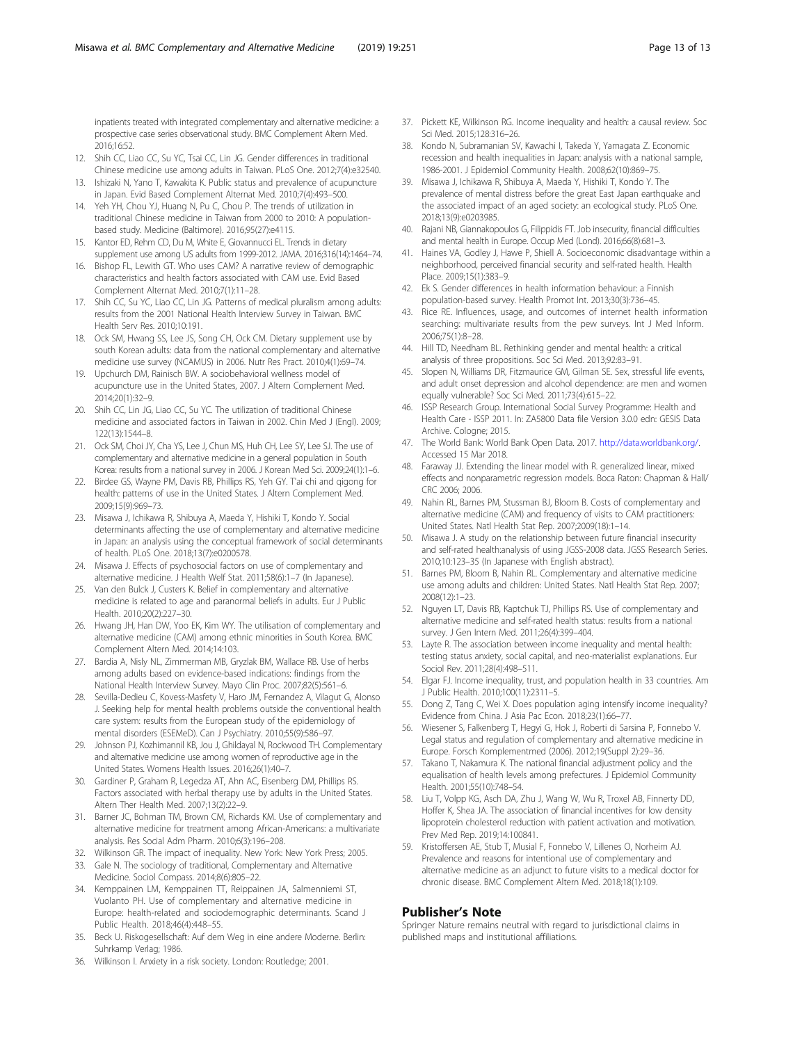inpatients treated with integrated complementary and alternative medicine: a prospective case series observational study. BMC Complement Altern Med. 2016;16:52.

12. Shih CC, Liao CC, Su YC, Tsai CC, Lin JG. Gender differences in traditional Chinese medicine use among adults in Taiwan. PLoS One. 2012;7(4):e32540.
13. Ishizaki N, Yano T, Kawakita K. Public status and prevalence of acupuncture in Japan. Evid Based Complement Alternat Med. 2010;7(4):493–500.
14. Yeh YH, Chou YJ, Huang N, Pu C, Chou P. The trends of utilization in traditional Chinese medicine in Taiwan from 2000 to 2010: A population-based study. Medicine (Baltimore). 2016;95(27):e4115.
15. Kantor ED, Rehm CD, Du M, White E, Giovannucci EL. Trends in dietary supplement use among US adults from 1999-2012. JAMA. 2016;316(14):1464–74.
16. Bishop FL, Lewith GT. Who uses CAM? A narrative review of demographic characteristics and health factors associated with CAM use. Evid Based Complement Alternat Med. 2010;7(1):11–28.
17. Shih CC, Su YC, Liao CC, Lin JG. Patterns of medical pluralism among adults: results from the 2001 National Health Interview Survey in Taiwan. BMC Health Serv Res. 2010;10:191.
18. Ock SM, Hwang SS, Lee JS, Song CH, Ock CM. Dietary supplement use by south Korean adults: data from the national complementary and alternative medicine use survey (NCAMUS) in 2006. Nutr Res Pract. 2010;4(1):69–74.
19. Upchurch DM, Rainisch BW. A sociobehavioral wellness model of acupuncture use in the United States, 2007. J Altern Complement Med. 2014;20(1):32–9.
20. Shih CC, Lin JG, Liao CC, Su YC. The utilization of traditional Chinese medicine and associated factors in Taiwan in 2002. Chin Med J (Engl). 2009;122(13):1544–8.
21. Ock SM, Choi JY, Cha YS, Lee J, Chun MS, Huh CH, Lee SY, Lee SJ. The use of complementary and alternative medicine in a general population in South Korea: results from a national survey in 2006. J Korean Med Sci. 2009;24(1):1–6.
22. Birdee GS, Wayne PM, Davis RB, Phillips RS, Yeh GY. T'ai chi and qigong for health: patterns of use in the United States. J Altern Complement Med. 2009;15(9):969–73.
23. Misawa J, Ichikawa R, Shibuya A, Maeda Y, Hishiki T, Kondo Y. Social determinants affecting the use of complementary and alternative medicine in Japan: an analysis using the conceptual framework of social determinants of health. PLoS One. 2018;13(7):e0200578.
24. Misawa J. Effects of psychosocial factors on use of complementary and alternative medicine. J Health Welf Stat. 2011;58(6):1–7 (In Japanese).
25. Van den Bulck J, Custers K. Belief in complementary and alternative medicine is related to age and paranormal beliefs in adults. Eur J Public Health. 2010;20(2):227–30.
26. Hwang JH, Han DW, Yoo EK, Kim WY. The utilisation of complementary and alternative medicine (CAM) among ethnic minorities in South Korea. BMC Complement Altern Med. 2014;14:103.
27. Bardia A, Nisly NL, Zimmerman MB, Gryzlak BM, Wallace RB. Use of herbs among adults based on evidence-based indications: findings from the National Health Interview Survey. Mayo Clin Proc. 2007;82(5):561–6.
28. Sevilla-Dedieu C, Kovess-Masfety V, Haro JM, Fernandez A, Vilagut G, Alonso J. Seeking help for mental health problems outside the conventional health care system: results from the European study of the epidemiology of mental disorders (ESEMeD). Can J Psychiatry. 2010;55(9):586–97.
29. Johnson PJ, Kozhimannil KB, Jou J, Ghildayal N, Rockwood TH. Complementary and alternative medicine use among women of reproductive age in the United States. Womens Health Issues. 2016;26(1):40–7.
30. Gardiner P, Graham R, Legedza AT, Ahn AC, Eisenberg DM, Phillips RS. Factors associated with herbal therapy use by adults in the United States. Altern Ther Health Med. 2007;13(2):22–9.
31. Barner JC, Bohman TM, Brown CM, Richards KM. Use of complementary and alternative medicine for treatment among African-Americans: a multivariate analysis. Res Social Adm Pharm. 2010;6(3):196–208.
32. Wilkinson GR. The impact of inequality. New York: New York Press; 2005.
33. Gale N. The sociology of traditional, Complementary and Alternative Medicine. Sociol Compass. 2014;8(6):805–22.
34. Kemppainen LM, Kemppainen TT, Reippainen JA, Salmenniemi ST, Vuolanto PH. Use of complementary and alternative medicine in Europe: health-related and sociodemographic determinants. Scand J Public Health. 2018;46(4):448–55.
35. Beck U. Riskogesellschaft: Auf dem Weg in eine andere Moderne. Berlin: Suhrkamp Verlag; 1986.
36. Wilkinson I. Anxiety in a risk society. London: Routledge; 2001.
37. Pickett KE, Wilkinson RG. Income inequality and health: a causal review. Soc Sci Med. 2015;128:316–26.
38. Kondo N, Subramanian SV, Kawachi I, Takeda Y, Yamagata Z. Economic recession and health inequalities in Japan: analysis with a national sample, 1986-2001. J Epidemiol Community Health. 2008;62(10):869–75.
39. Misawa J, Ichikawa R, Shibuya A, Maeda Y, Hishiki T, Kondo Y. The prevalence of mental distress before the great East Japan earthquake and the associated impact of an aged society: an ecological study. PLoS One. 2018;13(9):e0203985.
40. Rajani NB, Giannakopoulos G, Filippidis FT. Job insecurity, financial difficulties and mental health in Europe. Occup Med (Lond). 2016;66(8):681–3.
41. Haines VA, Godley J, Hawe P, Shiell A. Socioeconomic disadvantage within a neighborhood, perceived financial security and self-rated health. Health Place. 2009;15(1):383–9.
42. Ek S. Gender differences in health information behaviour: a Finnish population-based survey. Health Promot Int. 2013;30(3):736–45.
43. Rice RE. Influences, usage, and outcomes of internet health information searching: multivariate results from the pew surveys. Int J Med Inform. 2006;75(1):8–28.
44. Hill TD, Needham BL. Rethinking gender and mental health: a critical analysis of three propositions. Soc Sci Med. 2013;92:83–91.
45. Slopen N, Williams DR, Fitzmaurice GM, Gilman SE. Sex, stressful life events, and adult onset depression and alcohol dependence: are men and women equally vulnerable? Soc Sci Med. 2011;73(4):615–22.
46. ISSP Research Group. International Social Survey Programme: Health and Health Care - ISSP 2011. In: ZA5800 Data file Version 3.0.0 edn: GESIS Data Archive. Cologne; 2015.
47. The World Bank: World Bank Open Data. 2017. http://data.worldbank.org/. Accessed 15 Mar 2018.
48. Faraway JJ. Extending the linear model with R. generalized linear, mixed effects and nonparametric regression models. Boca Raton: Chapman & Hall/CRC 2006; 2006.
49. Nahin RL, Barnes PM, Stussman BJ, Bloom B. Costs of complementary and alternative medicine (CAM) and frequency of visits to CAM practitioners: United States. Natl Health Stat Rep. 2007;2009(18):1–14.
50. Misawa J. A study on the relationship between future financial insecurity and self-rated health:analysis of using JGSS-2008 data. JGSS Research Series. 2010;10:123–35 (In Japanese with English abstract).
51. Barnes PM, Bloom B, Nahin RL. Complementary and alternative medicine use among adults and children: United States. Natl Health Stat Rep. 2007;2008(12):1–23.
52. Nguyen LT, Davis RB, Kaptchuk TJ, Phillips RS. Use of complementary and alternative medicine and self-rated health status: results from a national survey. J Gen Intern Med. 2011;26(4):399–404.
53. Layte R. The association between income inequality and mental health: testing status anxiety, social capital, and neo-materialist explanations. Eur Sociol Rev. 2011;28(4):498–511.
54. Elgar FJ. Income inequality, trust, and population health in 33 countries. Am J Public Health. 2010;100(11):2311–5.
55. Dong Z, Tang C, Wei X. Does population aging intensify income inequality? Evidence from China. J Asia Pac Econ. 2018;23(1):66–77.
56. Wiesener S, Falkenberg T, Hegyi G, Hok J, Roberti di Sarsina P, Fonnebo V. Legal status and regulation of complementary and alternative medicine in Europe. Forsch Komplementmed (2006). 2012;19(Suppl 2):29–36.
57. Takano T, Nakamura K. The national financial adjustment policy and the equalisation of health levels among prefectures. J Epidemiol Community Health. 2001;55(10):748–54.
58. Liu T, Volpp KG, Asch DA, Zhu J, Wang W, Wu R, Troxel AB, Finnerty DD, Hoffer K, Shea JA. The association of financial incentives for low density lipoprotein cholesterol reduction with patient activation and motivation. Prev Med Rep. 2019;14:100841.
59. Kristoffersen AE, Stub T, Musial F, Fonnebo V, Lillenes O, Norheim AJ. Prevalence and reasons for intentional use of complementary and alternative medicine as an adjunct to future visits to a medical doctor for chronic disease. BMC Complement Altern Med. 2018;18(1):109.

## Publisher's Note

Springer Nature remains neutral with regard to jurisdictional claims in published maps and institutional affiliations.